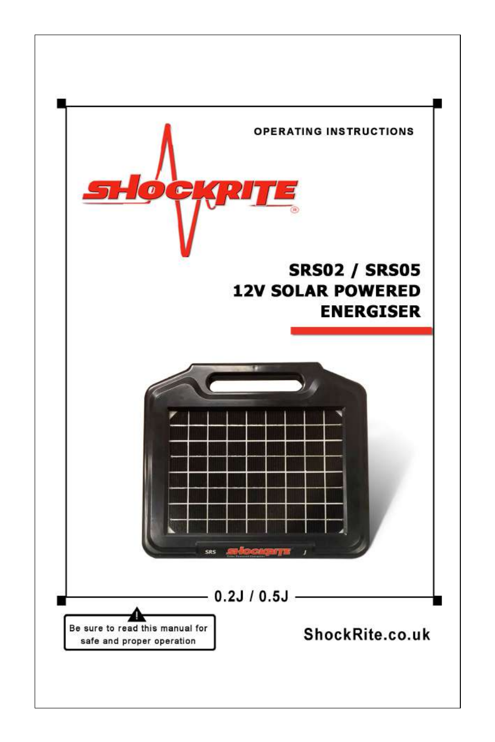OPERATING INSTRUCTIONS

SHOCKRITE®

# SRS02 / SRS05 12V SOLAR POWERED ENERGISER

0.2J / 0.5J

Be sure to read this manual for safe and proper operation

ShockRite.co.uk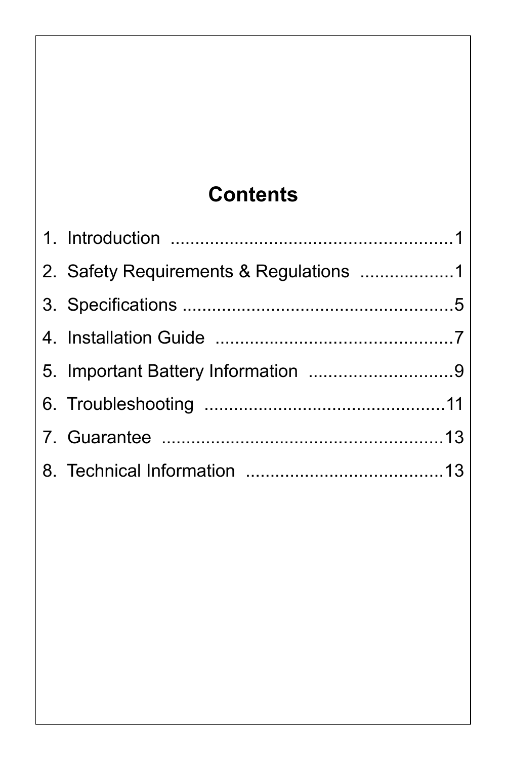# Contents

1. Introduction ........................................................1
2. Safety Requirements & Regulations ...................1
3. Specifications .......................................................5
4. Installation Guide ................................................7
5. Important Battery Information .............................9
6. Troubleshooting .................................................11
7. Guarantee .........................................................13
8. Technical Information ........................................13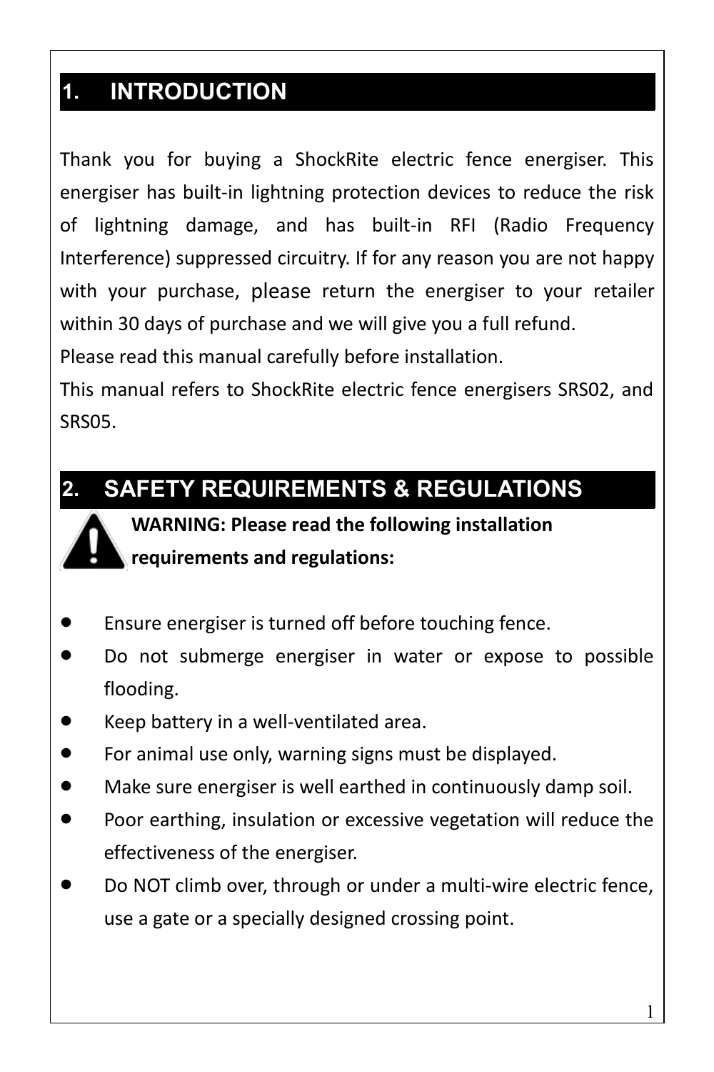# 1. INTRODUCTION

Thank you for buying a ShockRite electric fence energiser. This energiser has built-in lightning protection devices to reduce the risk of lightning damage, and has built-in RFI (Radio Frequency Interference) suppressed circuitry. If for any reason you are not happy with your purchase, please return the energiser to your retailer within 30 days of purchase and we will give you a full refund.

Please read this manual carefully before installation.

This manual refers to ShockRite electric fence energisers SRS02, and SRS05.

# 2. SAFETY REQUIREMENTS & REGULATIONS

**WARNING: Please read the following installation requirements and regulations:**

- Ensure energiser is turned off before touching fence.
- Do not submerge energiser in water or expose to possible flooding.
- Keep battery in a well-ventilated area.
- For animal use only, warning signs must be displayed.
- Make sure energiser is well earthed in continuously damp soil.
- Poor earthing, insulation or excessive vegetation will reduce the effectiveness of the energiser.
- Do NOT climb over, through or under a multi-wire electric fence, use a gate or a specially designed crossing point.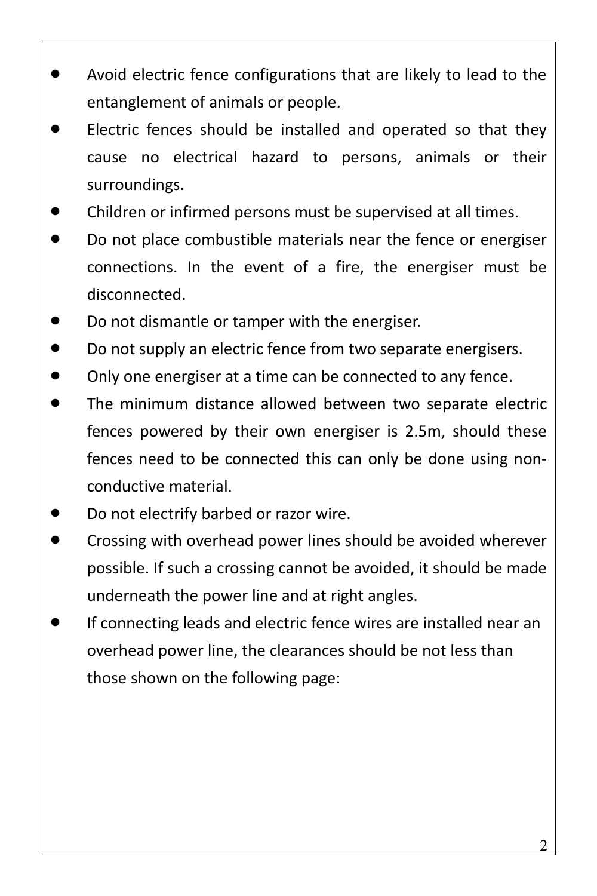- Avoid electric fence configurations that are likely to lead to the entanglement of animals or people.
- Electric fences should be installed and operated so that they cause no electrical hazard to persons, animals or their surroundings.
- Children or infirmed persons must be supervised at all times.
- Do not place combustible materials near the fence or energiser connections. In the event of a fire, the energiser must be disconnected.
- Do not dismantle or tamper with the energiser.
- Do not supply an electric fence from two separate energisers.
- Only one energiser at a time can be connected to any fence.
- The minimum distance allowed between two separate electric fences powered by their own energiser is 2.5m, should these fences need to be connected this can only be done using non-conductive material.
- Do not electrify barbed or razor wire.
- Crossing with overhead power lines should be avoided wherever possible. If such a crossing cannot be avoided, it should be made underneath the power line and at right angles.
- If connecting leads and electric fence wires are installed near an overhead power line, the clearances should be not less than those shown on the following page: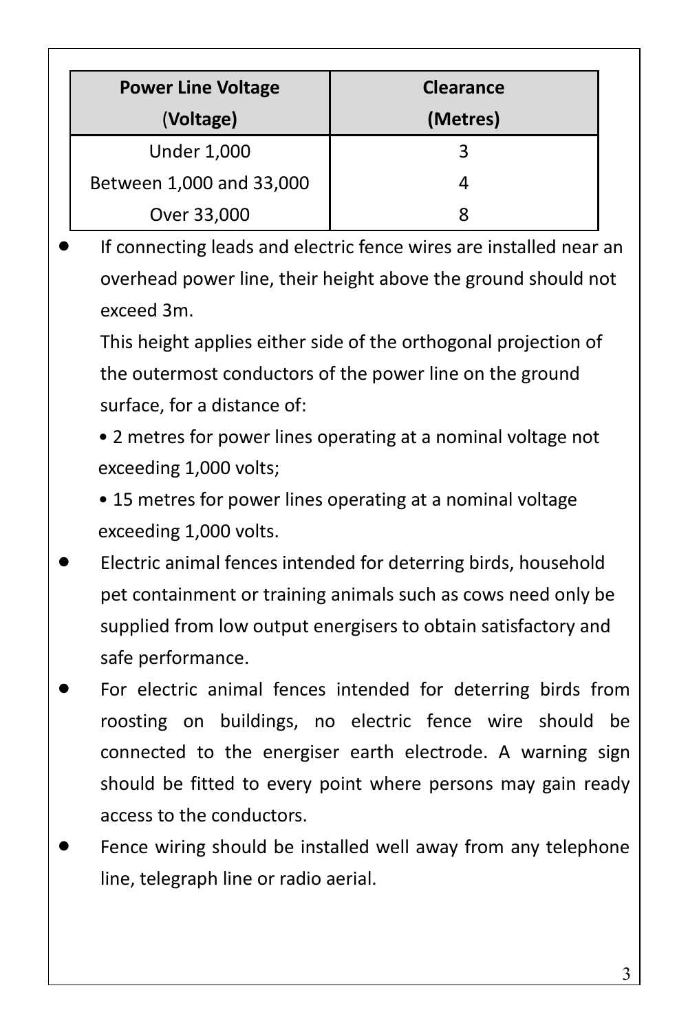| **Power Line Voltage (Voltage)** | **Clearance (Metres)** |
|---|---|
| Under 1,000 | 3 |
| Between 1,000 and 33,000 | 4 |
| Over 33,000 | 8 |

- If connecting leads and electric fence wires are installed near an overhead power line, their height above the ground should not exceed 3m.

  This height applies either side of the orthogonal projection of the outermost conductors of the power line on the ground surface, for a distance of:

  - 2 metres for power lines operating at a nominal voltage not exceeding 1,000 volts;
  - 15 metres for power lines operating at a nominal voltage exceeding 1,000 volts.

- Electric animal fences intended for deterring birds, household pet containment or training animals such as cows need only be supplied from low output energisers to obtain satisfactory and safe performance.
- For electric animal fences intended for deterring birds from roosting on buildings, no electric fence wire should be connected to the energiser earth electrode. A warning sign should be fitted to every point where persons may gain ready access to the conductors.
- Fence wiring should be installed well away from any telephone line, telegraph line or radio aerial.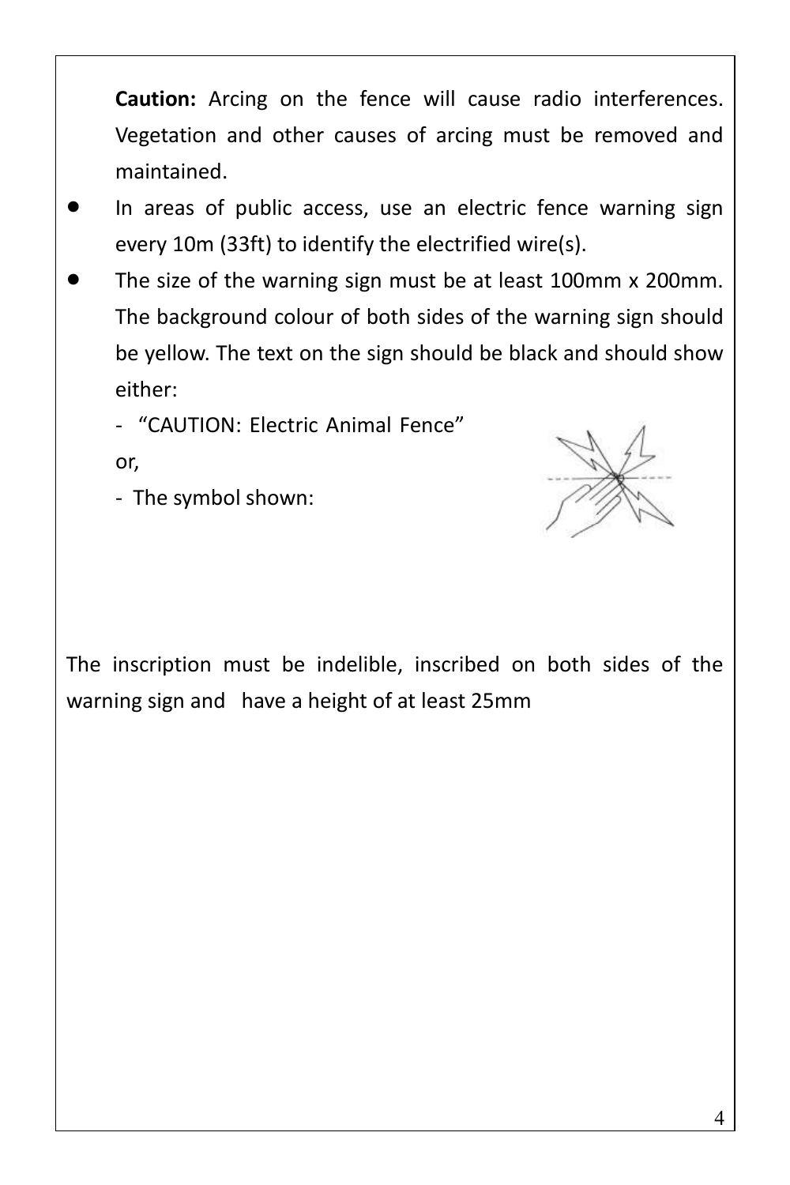**Caution:** Arcing on the fence will cause radio interferences. Vegetation and other causes of arcing must be removed and maintained.

- In areas of public access, use an electric fence warning sign every 10m (33ft) to identify the electrified wire(s).
- The size of the warning sign must be at least 100mm x 200mm. The background colour of both sides of the warning sign should be yellow. The text on the sign should be black and should show either:

  - “CAUTION: Electric Animal Fence”

  or,

  - The symbol shown:

The inscription must be indelible, inscribed on both sides of the warning sign and have a height of at least 25mm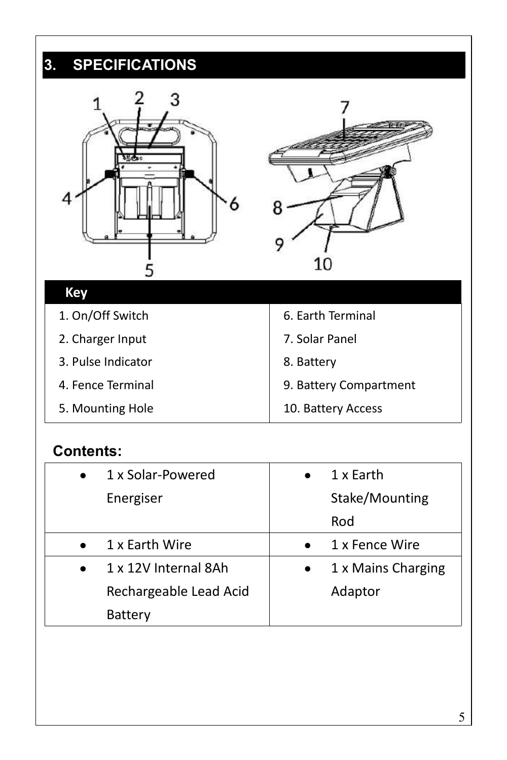## 3. SPECIFICATIONS

| Key | |
|---|---|
| 1. On/Off Switch | 6. Earth Terminal |
| 2. Charger Input | 7. Solar Panel |
| 3. Pulse Indicator | 8. Battery |
| 4. Fence Terminal | 9. Battery Compartment |
| 5. Mounting Hole | 10. Battery Access |

**Contents:**

| | |
|---|---|
| • 1 x Solar-Powered Energiser | • 1 x Earth Stake/Mounting Rod |
| • 1 x Earth Wire | • 1 x Fence Wire |
| • 1 x 12V Internal 8Ah Rechargeable Lead Acid Battery | • 1 x Mains Charging Adaptor |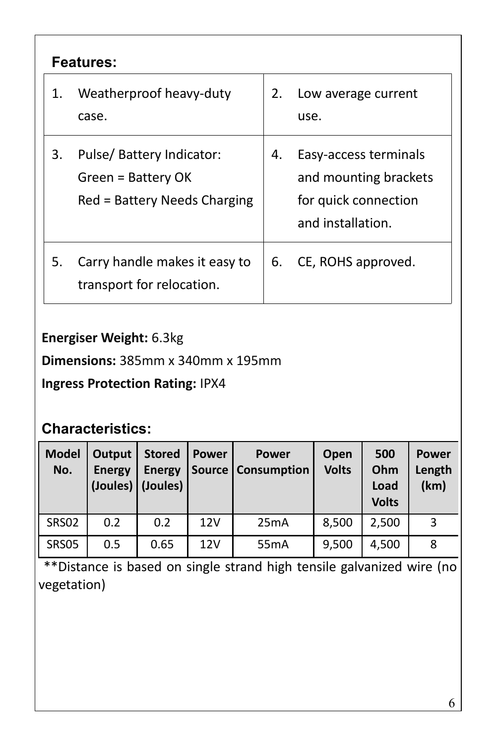## Features:

| | |
|---|---|
| 1. Weatherproof heavy-duty case. | 2. Low average current use. |
| 3. Pulse/ Battery Indicator:<br>Green = Battery OK<br>Red = Battery Needs Charging | 4. Easy-access terminals and mounting brackets for quick connection and installation. |
| 5. Carry handle makes it easy to transport for relocation. | 6. CE, ROHS approved. |

**Energiser Weight:** 6.3kg

**Dimensions:** 385mm x 340mm x 195mm

**Ingress Protection Rating:** IPX4

## Characteristics:

| Model No. | Output Energy (Joules) | Stored Energy (Joules) | Power Source | Power Consumption | Open Volts | 500 Ohm Load Volts | Power Length (km) |
|---|---|---|---|---|---|---|---|
| SRS02 | 0.2 | 0.2 | 12V | 25mA | 8,500 | 2,500 | 3 |
| SRS05 | 0.5 | 0.65 | 12V | 55mA | 9,500 | 4,500 | 8 |

**Distance is based on single strand high tensile galvanized wire (no vegetation)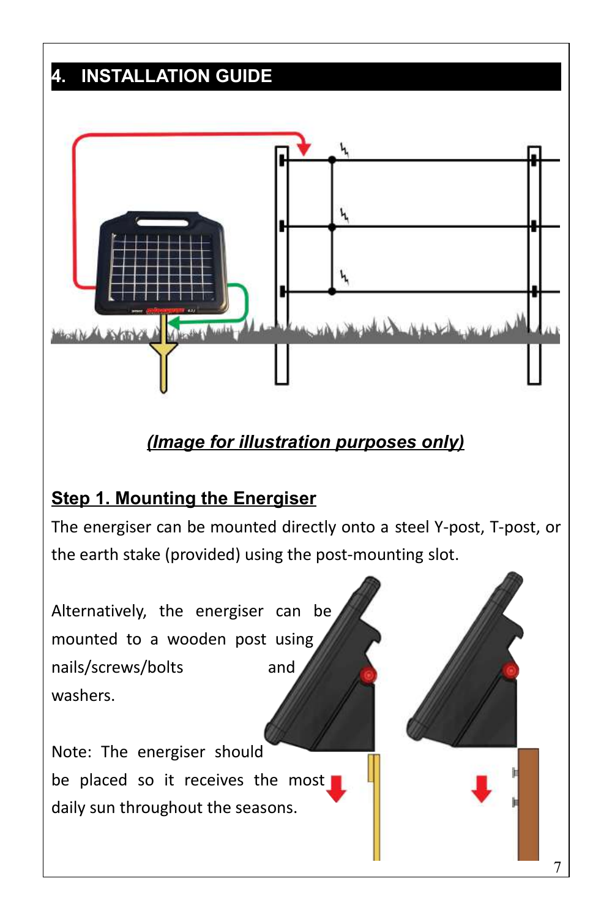## 4. INSTALLATION GUIDE

***(Image for illustration purposes only)***

### Step 1. Mounting the Energiser

The energiser can be mounted directly onto a steel Y-post, T-post, or the earth stake (provided) using the post-mounting slot.

Alternatively, the energiser can be mounted to a wooden post using nails/screws/bolts and washers.

Note: The energiser should be placed so it receives the most daily sun throughout the seasons.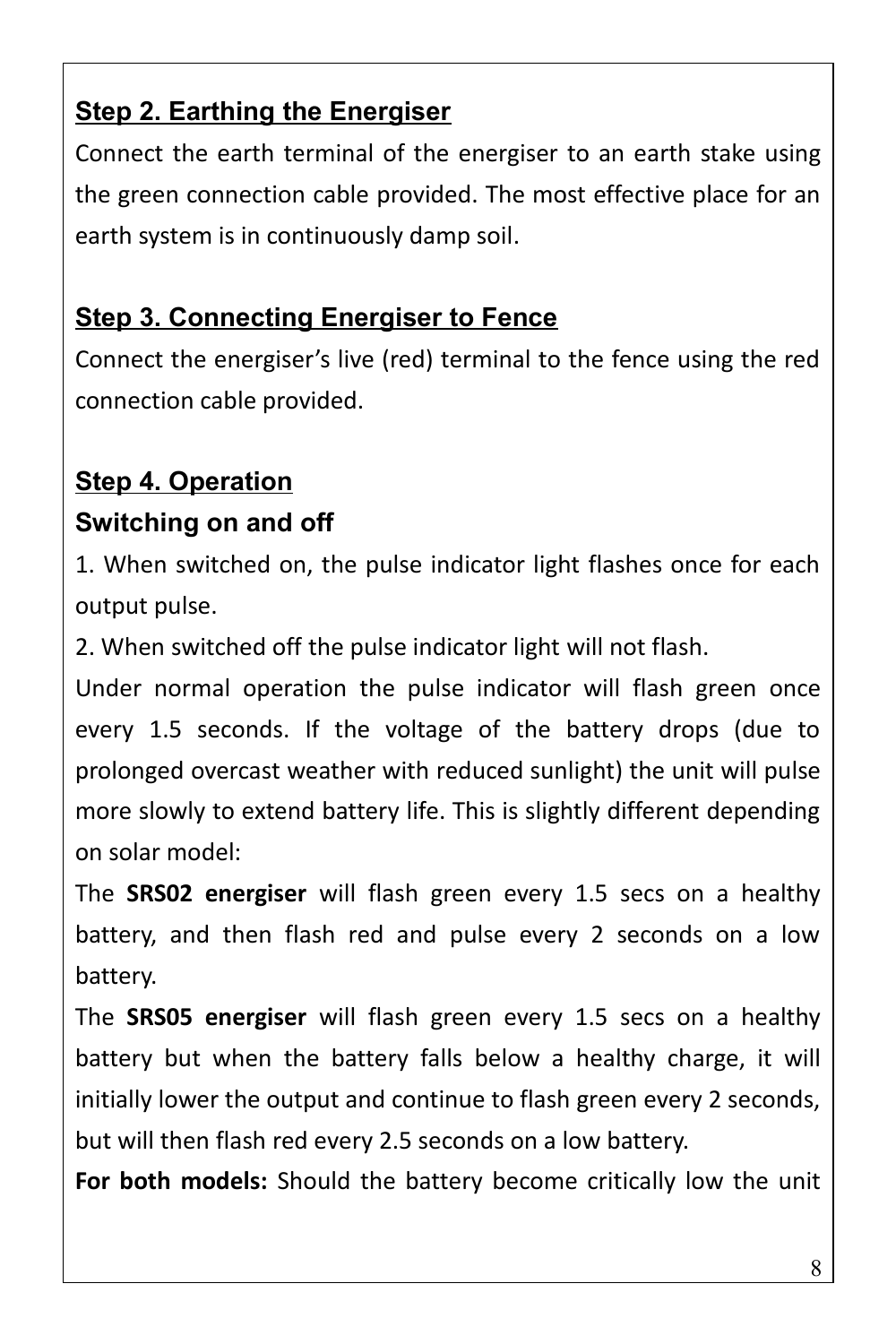## Step 2. Earthing the Energiser

Connect the earth terminal of the energiser to an earth stake using the green connection cable provided. The most effective place for an earth system is in continuously damp soil.

## Step 3. Connecting Energiser to Fence

Connect the energiser's live (red) terminal to the fence using the red connection cable provided.

## Step 4. Operation

### Switching on and off

1. When switched on, the pulse indicator light flashes once for each output pulse.
2. When switched off the pulse indicator light will not flash.

Under normal operation the pulse indicator will flash green once every 1.5 seconds. If the voltage of the battery drops (due to prolonged overcast weather with reduced sunlight) the unit will pulse more slowly to extend battery life. This is slightly different depending on solar model:

The **SRS02 energiser** will flash green every 1.5 secs on a healthy battery, and then flash red and pulse every 2 seconds on a low battery.

The **SRS05 energiser** will flash green every 1.5 secs on a healthy battery but when the battery falls below a healthy charge, it will initially lower the output and continue to flash green every 2 seconds, but will then flash red every 2.5 seconds on a low battery.

**For both models:** Should the battery become critically low the unit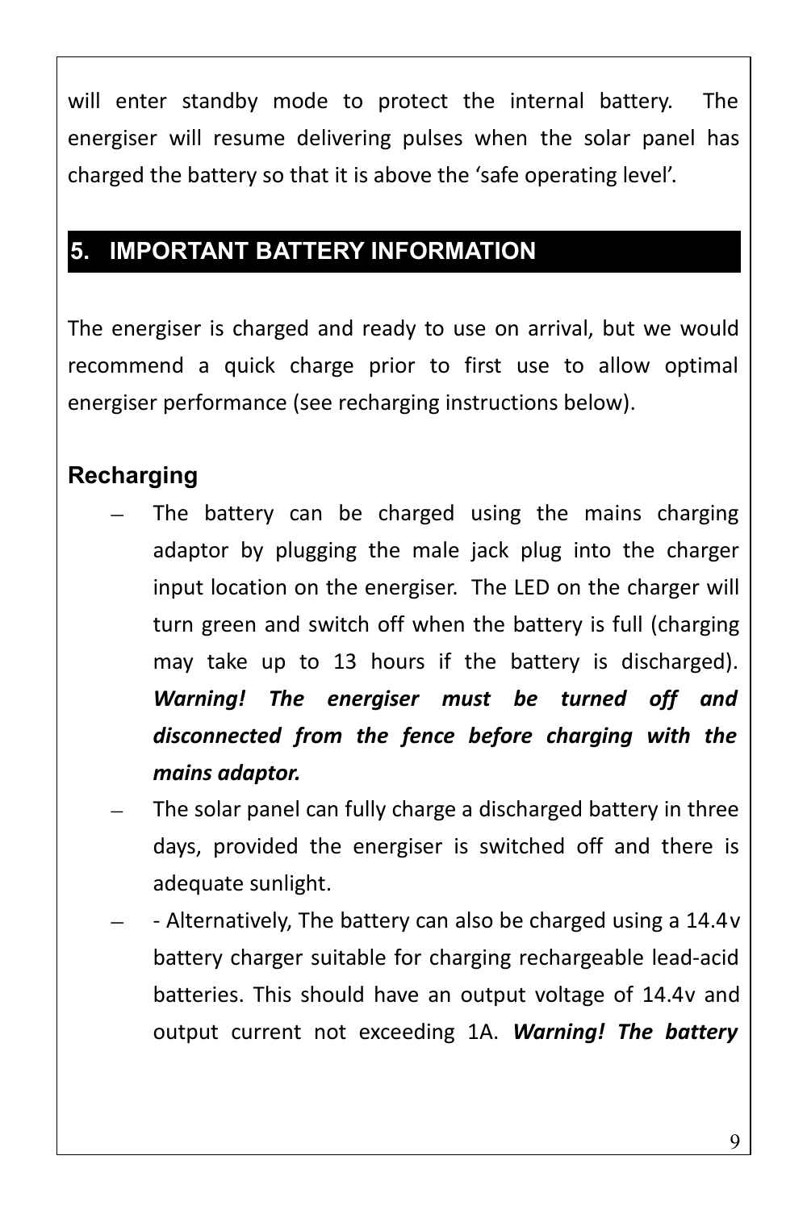will enter standby mode to protect the internal battery. The energiser will resume delivering pulses when the solar panel has charged the battery so that it is above the 'safe operating level'.

## 5. IMPORTANT BATTERY INFORMATION

The energiser is charged and ready to use on arrival, but we would recommend a quick charge prior to first use to allow optimal energiser performance (see recharging instructions below).

### Recharging

- The battery can be charged using the mains charging adaptor by plugging the male jack plug into the charger input location on the energiser. The LED on the charger will turn green and switch off when the battery is full (charging may take up to 13 hours if the battery is discharged). ***Warning! The energiser must be turned off and disconnected from the fence before charging with the mains adaptor.***
- The solar panel can fully charge a discharged battery in three days, provided the energiser is switched off and there is adequate sunlight.
- - Alternatively, The battery can also be charged using a 14.4v battery charger suitable for charging rechargeable lead-acid batteries. This should have an output voltage of 14.4v and output current not exceeding 1A. ***Warning! The battery***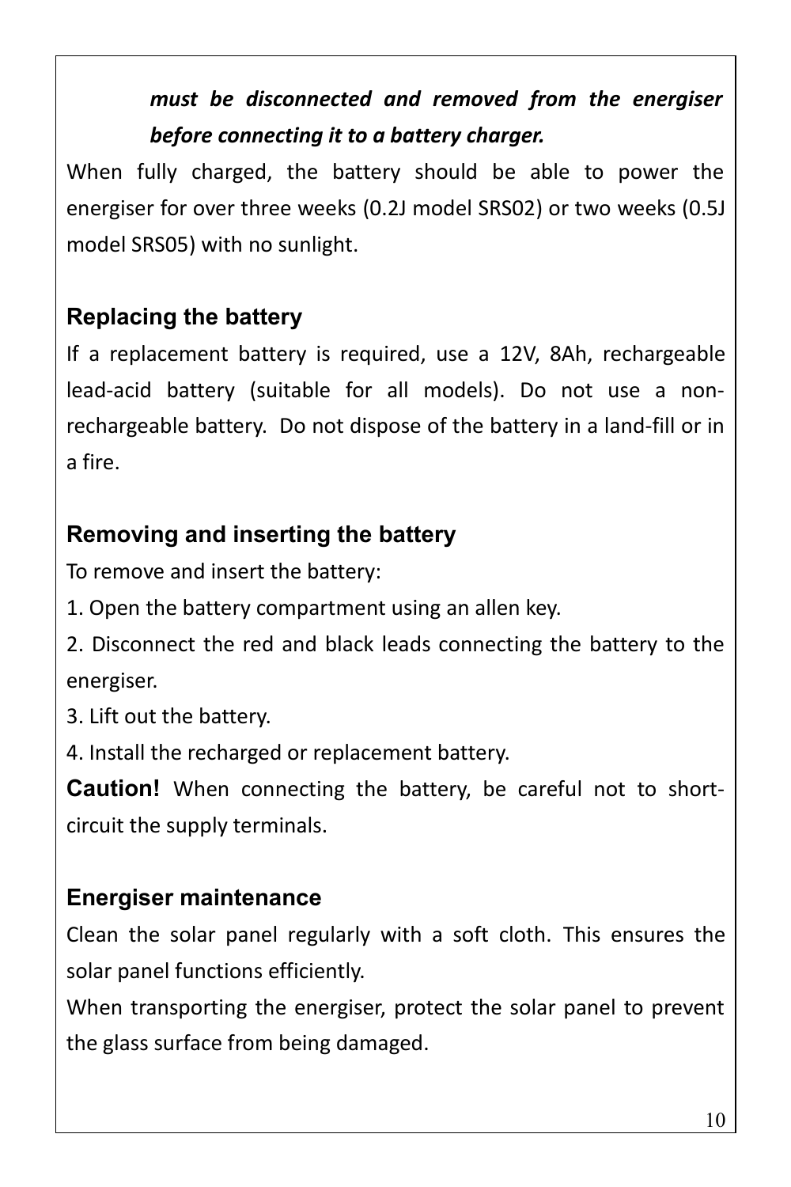***must be disconnected and removed from the energiser before connecting it to a battery charger.***

When fully charged, the battery should be able to power the energiser for over three weeks (0.2J model SRS02) or two weeks (0.5J model SRS05) with no sunlight.

## Replacing the battery

If a replacement battery is required, use a 12V, 8Ah, rechargeable lead-acid battery (suitable for all models). Do not use a non-rechargeable battery. Do not dispose of the battery in a land-fill or in a fire.

## Removing and inserting the battery

To remove and insert the battery:

1. Open the battery compartment using an allen key.
2. Disconnect the red and black leads connecting the battery to the energiser.
3. Lift out the battery.
4. Install the recharged or replacement battery.

**Caution!** When connecting the battery, be careful not to short-circuit the supply terminals.

## Energiser maintenance

Clean the solar panel regularly with a soft cloth. This ensures the solar panel functions efficiently.

When transporting the energiser, protect the solar panel to prevent the glass surface from being damaged.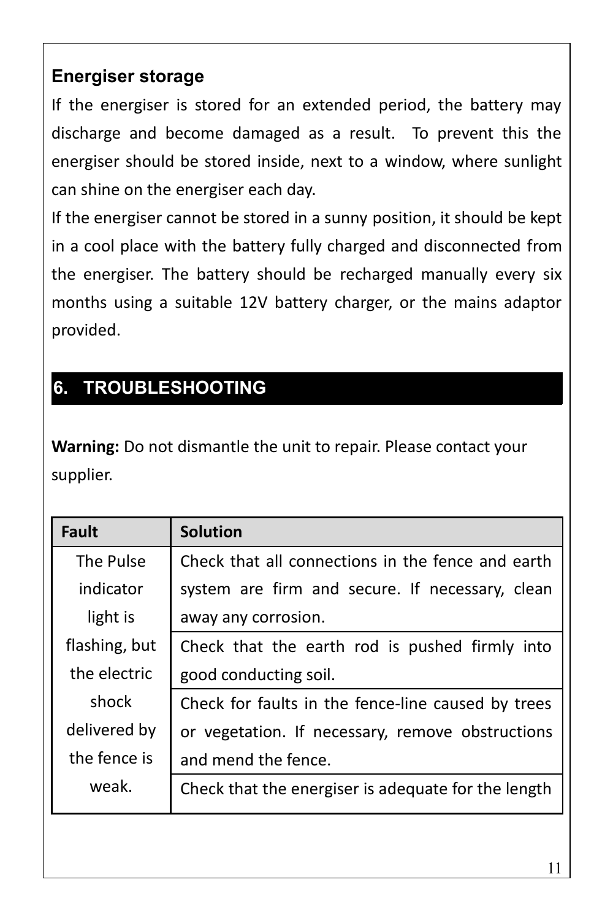### Energiser storage

If the energiser is stored for an extended period, the battery may discharge and become damaged as a result. To prevent this the energiser should be stored inside, next to a window, where sunlight can shine on the energiser each day.

If the energiser cannot be stored in a sunny position, it should be kept in a cool place with the battery fully charged and disconnected from the energiser. The battery should be recharged manually every six months using a suitable 12V battery charger, or the mains adaptor provided.

## 6. TROUBLESHOOTING

**Warning:** Do not dismantle the unit to repair. Please contact your supplier.

| Fault | Solution |
|---|---|
| The Pulse indicator light is flashing, but the electric shock delivered by the fence is weak. | Check that all connections in the fence and earth system are firm and secure. If necessary, clean away any corrosion. |
| | Check that the earth rod is pushed firmly into good conducting soil. |
| | Check for faults in the fence-line caused by trees or vegetation. If necessary, remove obstructions and mend the fence. |
| | Check that the energiser is adequate for the length |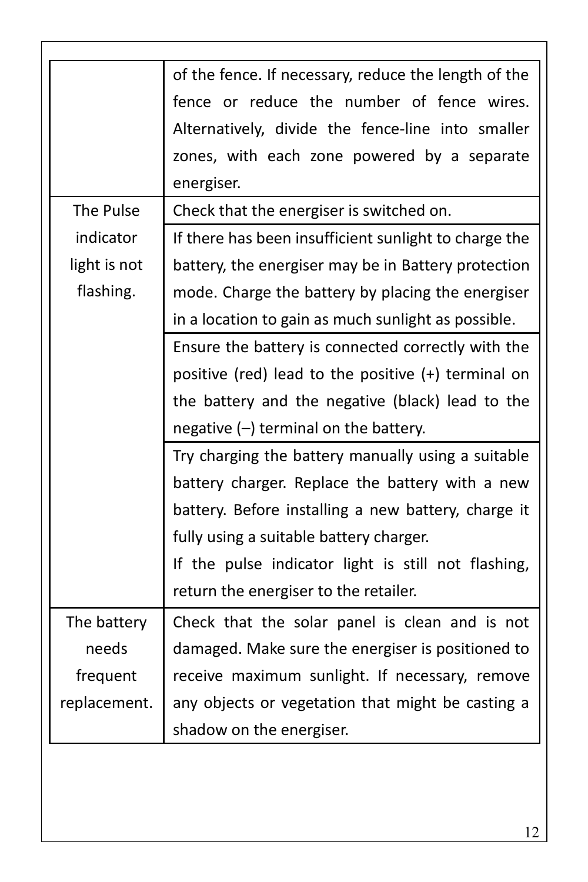| | |
|---|---|
| | of the fence. If necessary, reduce the length of the fence or reduce the number of fence wires. Alternatively, divide the fence-line into smaller zones, with each zone powered by a separate energiser. |
| The Pulse indicator light is not flashing. | Check that the energiser is switched on. |
| | If there has been insufficient sunlight to charge the battery, the energiser may be in Battery protection mode. Charge the battery by placing the energiser in a location to gain as much sunlight as possible. |
| | Ensure the battery is connected correctly with the positive (red) lead to the positive (+) terminal on the battery and the negative (black) lead to the negative (–) terminal on the battery. |
| | Try charging the battery manually using a suitable battery charger. Replace the battery with a new battery. Before installing a new battery, charge it fully using a suitable battery charger.<br>If the pulse indicator light is still not flashing, return the energiser to the retailer. |
| The battery needs frequent replacement. | Check that the solar panel is clean and is not damaged. Make sure the energiser is positioned to receive maximum sunlight. If necessary, remove any objects or vegetation that might be casting a shadow on the energiser. |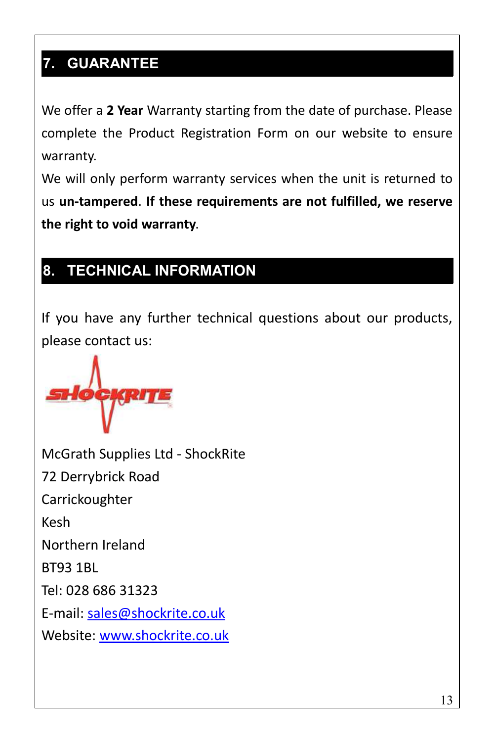## 7. GUARANTEE

We offer a **2 Year** Warranty starting from the date of purchase. Please complete the Product Registration Form on our website to ensure warranty.

We will only perform warranty services when the unit is returned to us **un-tampered**. **If these requirements are not fulfilled, we reserve the right to void warranty**.

## 8. TECHNICAL INFORMATION

If you have any further technical questions about our products, please contact us:

McGrath Supplies Ltd - ShockRite
72 Derrybrick Road
Carrickoughter
Kesh
Northern Ireland
BT93 1BL
Tel: 028 686 31323
E-mail: sales@shockrite.co.uk
Website: www.shockrite.co.uk